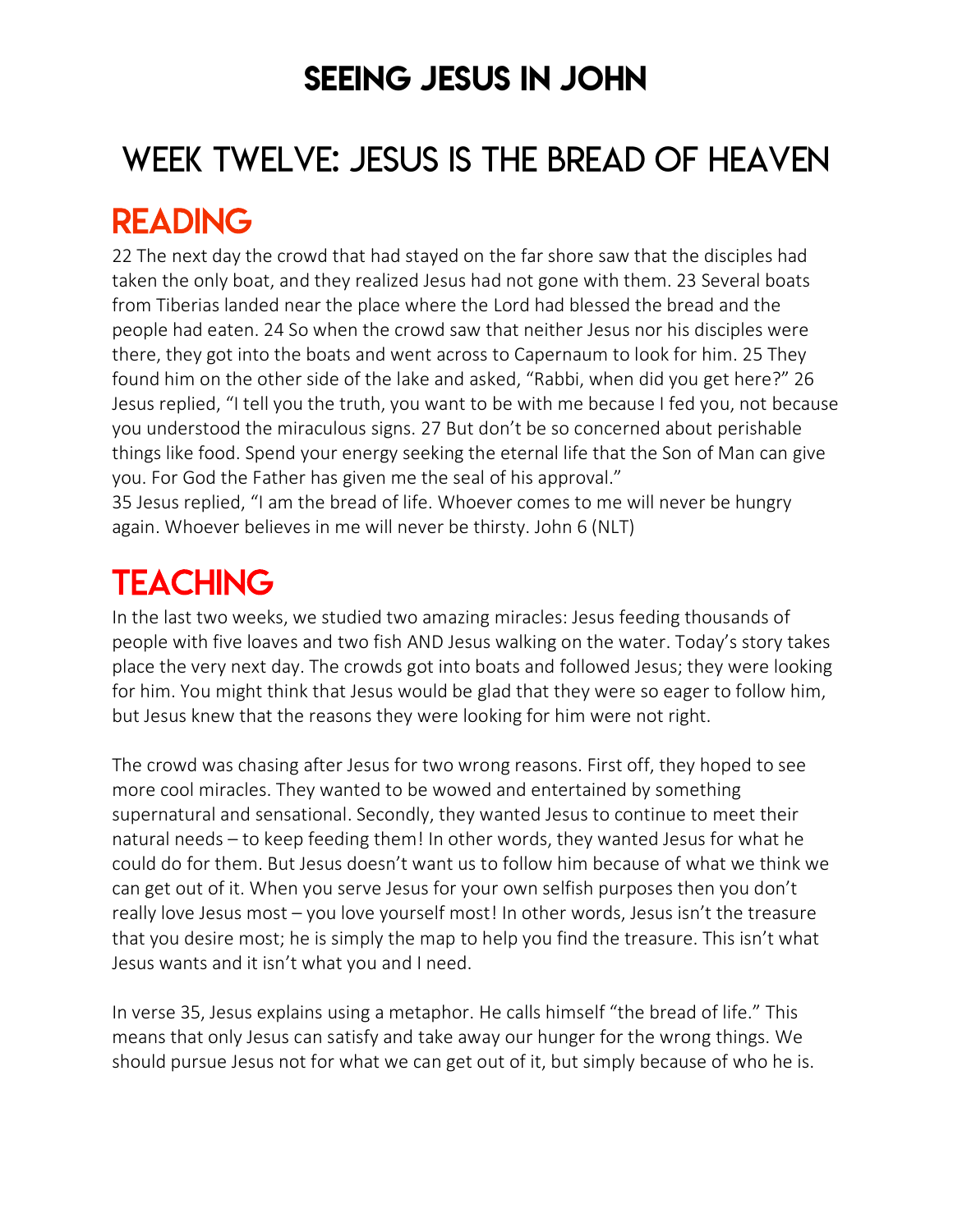# SEEING JESUS IN JOHN

## WEEK TWELVE: JESUS IS THE BREAD OF HEAVEN

## READING

22 The next day the crowd that had stayed on the far shore saw that the disciples had taken the only boat, and they realized Jesus had not gone with them. 23 Several boats from Tiberias landed near the place where the Lord had blessed the bread and the people had eaten. 24 So when the crowd saw that neither Jesus nor his disciples were there, they got into the boats and went across to Capernaum to look for him. 25 They found him on the other side of the lake and asked, "Rabbi, when did you get here?" 26 Jesus replied, "I tell you the truth, you want to be with me because I fed you, not because you understood the miraculous signs. 27 But don't be so concerned about perishable things like food. Spend your energy seeking the eternal life that the Son of Man can give you. For God the Father has given me the seal of his approval."
35 Jesus replied, "I am the bread of life. Whoever comes to me will never be hungry again. Whoever believes in me will never be thirsty. John 6 (NLT)

## TEACHING

In the last two weeks, we studied two amazing miracles: Jesus feeding thousands of people with five loaves and two fish AND Jesus walking on the water. Today's story takes place the very next day. The crowds got into boats and followed Jesus; they were looking for him. You might think that Jesus would be glad that they were so eager to follow him, but Jesus knew that the reasons they were looking for him were not right.

The crowd was chasing after Jesus for two wrong reasons. First off, they hoped to see more cool miracles. They wanted to be wowed and entertained by something supernatural and sensational. Secondly, they wanted Jesus to continue to meet their natural needs – to keep feeding them! In other words, they wanted Jesus for what he could do for them. But Jesus doesn't want us to follow him because of what we think we can get out of it. When you serve Jesus for your own selfish purposes then you don't really love Jesus most – you love yourself most! In other words, Jesus isn't the treasure that you desire most; he is simply the map to help you find the treasure. This isn't what Jesus wants and it isn't what you and I need.

In verse 35, Jesus explains using a metaphor. He calls himself "the bread of life." This means that only Jesus can satisfy and take away our hunger for the wrong things. We should pursue Jesus not for what we can get out of it, but simply because of who he is.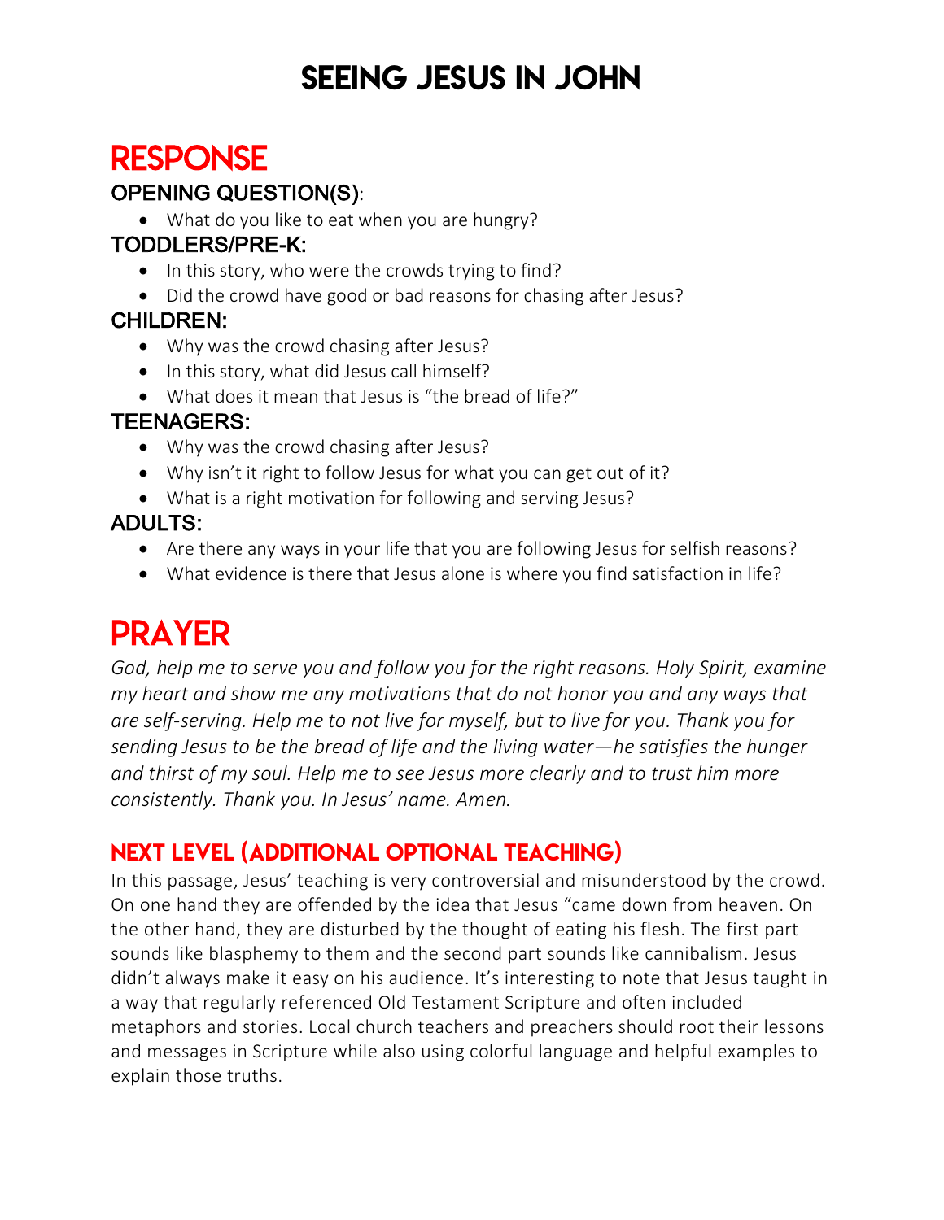# SEEING JESUS IN JOHN

## RESPONSE

### OPENING QUESTION(S):

- What do you like to eat when you are hungry?

### TODDLERS/PRE-K:

- In this story, who were the crowds trying to find?
- Did the crowd have good or bad reasons for chasing after Jesus?

### CHILDREN:

- Why was the crowd chasing after Jesus?
- In this story, what did Jesus call himself?
- What does it mean that Jesus is "the bread of life?"

### TEENAGERS:

- Why was the crowd chasing after Jesus?
- Why isn't it right to follow Jesus for what you can get out of it?
- What is a right motivation for following and serving Jesus?

### ADULTS:

- Are there any ways in your life that you are following Jesus for selfish reasons?
- What evidence is there that Jesus alone is where you find satisfaction in life?

## PRAYER

*God, help me to serve you and follow you for the right reasons. Holy Spirit, examine my heart and show me any motivations that do not honor you and any ways that are self-serving. Help me to not live for myself, but to live for you. Thank you for sending Jesus to be the bread of life and the living water—he satisfies the hunger and thirst of my soul. Help me to see Jesus more clearly and to trust him more consistently. Thank you. In Jesus' name. Amen.*

### NEXT LEVEL (ADDITIONAL OPTIONAL TEACHING)

In this passage, Jesus' teaching is very controversial and misunderstood by the crowd. On one hand they are offended by the idea that Jesus "came down from heaven. On the other hand, they are disturbed by the thought of eating his flesh. The first part sounds like blasphemy to them and the second part sounds like cannibalism. Jesus didn't always make it easy on his audience. It's interesting to note that Jesus taught in a way that regularly referenced Old Testament Scripture and often included metaphors and stories. Local church teachers and preachers should root their lessons and messages in Scripture while also using colorful language and helpful examples to explain those truths.